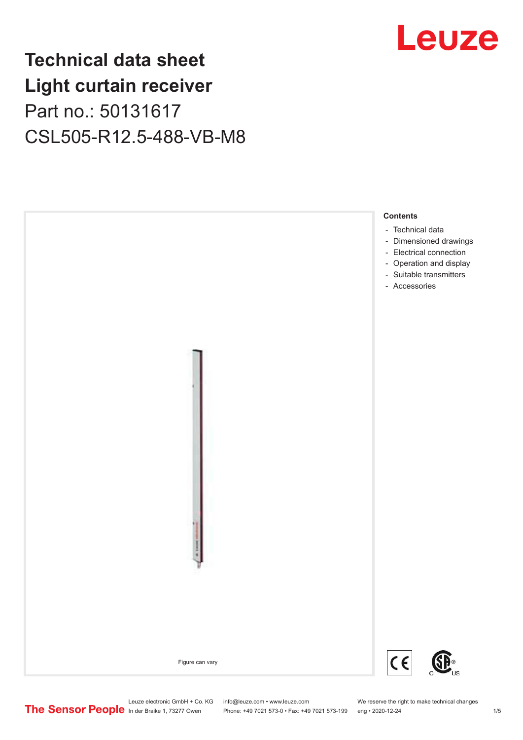# Technical data sheet
# Light curtain receiver

## Part no.: 50131617
## CSL505-R12.5-488-VB-M8

Figure can vary

**Contents**

- Technical data
- Dimensioned drawings
- Electrical connection
- Operation and display
- Suitable transmitters
- Accessories

Leuze electronic GmbH + Co. KG
In der Braike 1, 73277 Owen

info@leuze.com • www.leuze.com
Phone: +49 7021 573-0 • Fax: +49 7021 573-199

We reserve the right to make technical changes
eng • 2020-12-24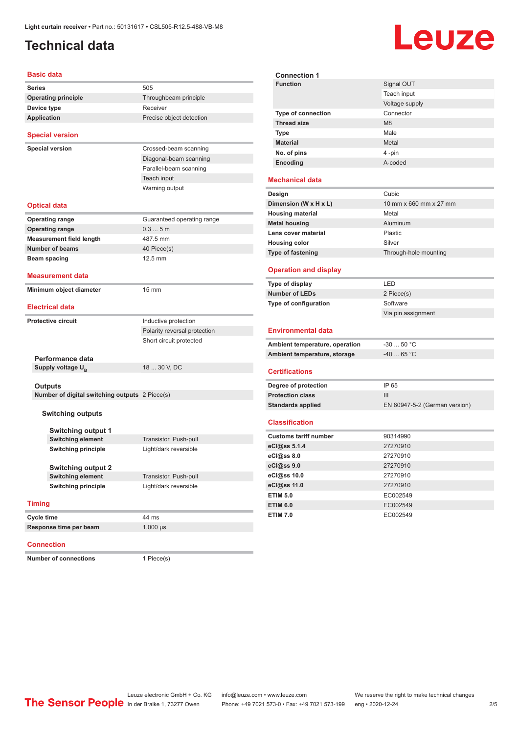# Technical data

## Basic data

| | |
|---|---|
| **Series** | 505 |
| **Operating principle** | Throughbeam principle |
| **Device type** | Receiver |
| **Application** | Precise object detection |

## Special version

| | |
|---|---|
| **Special version** | Crossed-beam scanning |
| | Diagonal-beam scanning |
| | Parallel-beam scanning |
| | Teach input |
| | Warning output |

## Optical data

| | |
|---|---|
| **Operating range** | Guaranteed operating range |
| **Operating range** | 0.3 ... 5 m |
| **Measurement field length** | 487.5 mm |
| **Number of beams** | 40 Piece(s) |
| **Beam spacing** | 12.5 mm |

## Measurement data

| | |
|---|---|
| **Minimum object diameter** | 15 mm |

## Electrical data

| | |
|---|---|
| **Protective circuit** | Inductive protection |
| | Polarity reversal protection |
| | Short circuit protected |

### Performance data

| | |
|---|---|
| **Supply voltage $U_B$** | 18 ... 30 V, DC |

### Outputs

| | |
|---|---|
| **Number of digital switching outputs** | 2 Piece(s) |

#### Switching outputs

##### Switching output 1

| | |
|---|---|
| **Switching element** | Transistor, Push-pull |
| **Switching principle** | Light/dark reversible |

##### Switching output 2

| | |
|---|---|
| **Switching element** | Transistor, Push-pull |
| **Switching principle** | Light/dark reversible |

## Timing

| | |
|---|---|
| **Cycle time** | 44 ms |
| **Response time per beam** | 1,000 µs |

## Connection

| | |
|---|---|
| **Number of connections** | 1 Piece(s) |

### Connection 1

| | |
|---|---|
| **Function** | Signal OUT |
| | Teach input |
| | Voltage supply |
| **Type of connection** | Connector |
| **Thread size** | M8 |
| **Type** | Male |
| **Material** | Metal |
| **No. of pins** | 4 -pin |
| **Encoding** | A-coded |

## Mechanical data

| | |
|---|---|
| **Design** | Cubic |
| **Dimension (W x H x L)** | 10 mm x 660 mm x 27 mm |
| **Housing material** | Metal |
| **Metal housing** | Aluminum |
| **Lens cover material** | Plastic |
| **Housing color** | Silver |
| **Type of fastening** | Through-hole mounting |

## Operation and display

| | |
|---|---|
| **Type of display** | LED |
| **Number of LEDs** | 2 Piece(s) |
| **Type of configuration** | Software |
| | Via pin assignment |

## Environmental data

| | |
|---|---|
| **Ambient temperature, operation** | -30 ... 50 °C |
| **Ambient temperature, storage** | -40 ... 65 °C |

## Certifications

| | |
|---|---|
| **Degree of protection** | IP 65 |
| **Protection class** | III |
| **Standards applied** | EN 60947-5-2 (German version) |

## Classification

| | |
|---|---|
| **Customs tariff number** | 90314990 |
| **eCl@ss 5.1.4** | 27270910 |
| **eCl@ss 8.0** | 27270910 |
| **eCl@ss 9.0** | 27270910 |
| **eCl@ss 10.0** | 27270910 |
| **eCl@ss 11.0** | 27270910 |
| **ETIM 5.0** | EC002549 |
| **ETIM 6.0** | EC002549 |
| **ETIM 7.0** | EC002549 |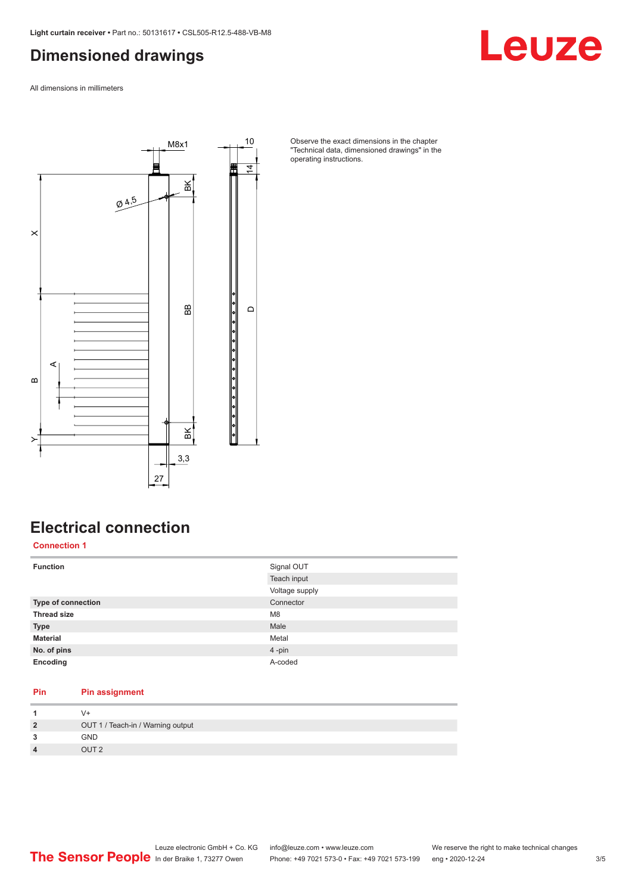## Dimensioned drawings

All dimensions in millimeters

Observe the exact dimensions in the chapter "Technical data, dimensioned drawings" in the operating instructions.

## Electrical connection

### Connection 1

| | |
|---|---|
| **Function** | Signal OUT |
| | Teach input |
| | Voltage supply |
| **Type of connection** | Connector |
| **Thread size** | M8 |
| **Type** | Male |
| **Material** | Metal |
| **No. of pins** | 4 -pin |
| **Encoding** | A-coded |

| Pin | Pin assignment |
|---|---|
| **1** | V+ |
| **2** | OUT 1 / Teach-in / Warning output |
| **3** | GND |
| **4** | OUT 2 |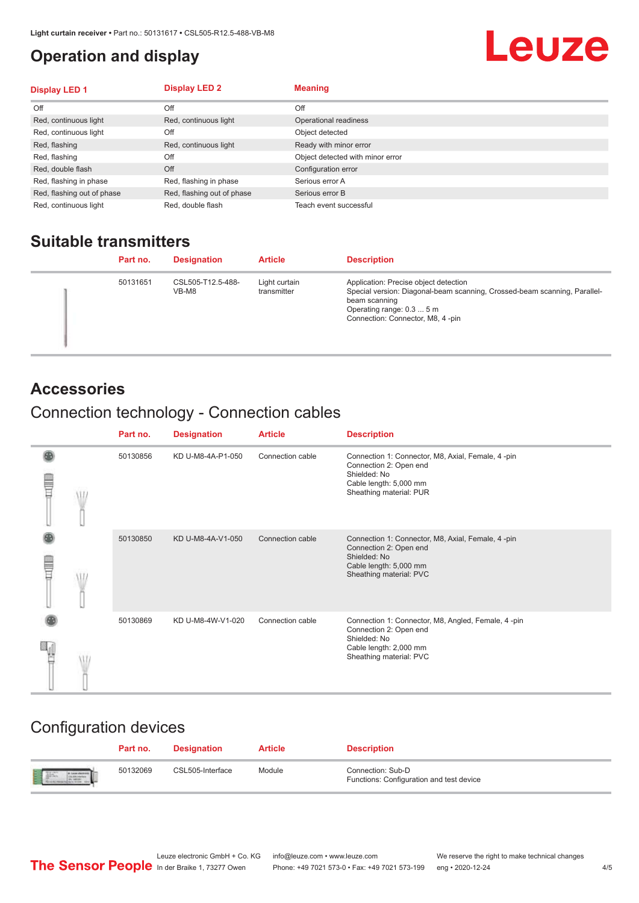# Operation and display

| Display LED 1 | Display LED 2 | Meaning |
|---|---|---|
| Off | Off | Off |
| Red, continuous light | Red, continuous light | Operational readiness |
| Red, continuous light | Off | Object detected |
| Red, flashing | Red, continuous light | Ready with minor error |
| Red, flashing | Off | Object detected with minor error |
| Red, double flash | Off | Configuration error |
| Red, flashing in phase | Red, flashing in phase | Serious error A |
| Red, flashing out of phase | Red, flashing out of phase | Serious error B |
| Red, continuous light | Red, double flash | Teach event successful |

## Suitable transmitters

| Part no. | Designation | Article | Description |
|---|---|---|---|
| 50131651 | CSL505-T12.5-488-VB-M8 | Light curtain transmitter | Application: Precise object detection<br>Special version: Diagonal-beam scanning, Crossed-beam scanning, Parallel-beam scanning<br>Operating range: 0.3 ... 5 m<br>Connection: Connector, M8, 4 -pin |

## Accessories

### Connection technology - Connection cables

| Part no. | Designation | Article | Description |
|---|---|---|---|
| 50130856 | KD U-M8-4A-P1-050 | Connection cable | Connection 1: Connector, M8, Axial, Female, 4 -pin<br>Connection 2: Open end<br>Shielded: No<br>Cable length: 5,000 mm<br>Sheathing material: PUR |
| 50130850 | KD U-M8-4A-V1-050 | Connection cable | Connection 1: Connector, M8, Axial, Female, 4 -pin<br>Connection 2: Open end<br>Shielded: No<br>Cable length: 5,000 mm<br>Sheathing material: PVC |
| 50130869 | KD U-M8-4W-V1-020 | Connection cable | Connection 1: Connector, M8, Angled, Female, 4 -pin<br>Connection 2: Open end<br>Shielded: No<br>Cable length: 2,000 mm<br>Sheathing material: PVC |

### Configuration devices

| Part no. | Designation | Article | Description |
|---|---|---|---|
| 50132069 | CSL505-Interface | Module | Connection: Sub-D<br>Functions: Configuration and test device |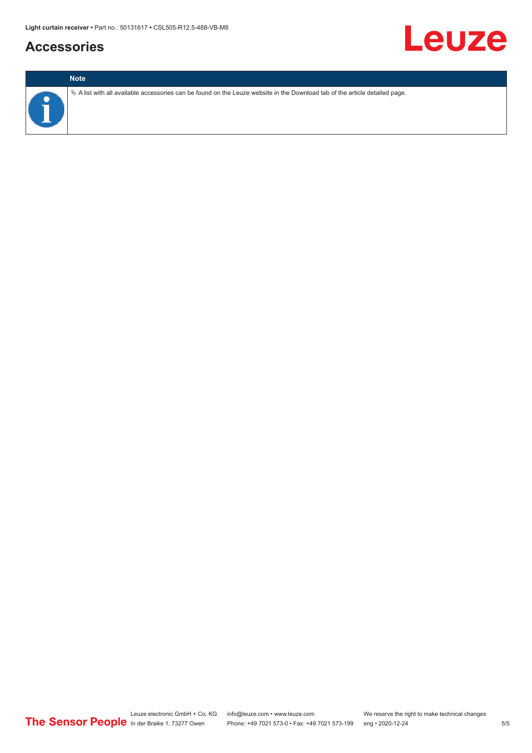## Accessories

| | Note |
|---|---|
| | ✎ A list with all available accessories can be found on the Leuze website in the Download tab of the article detailed page. |